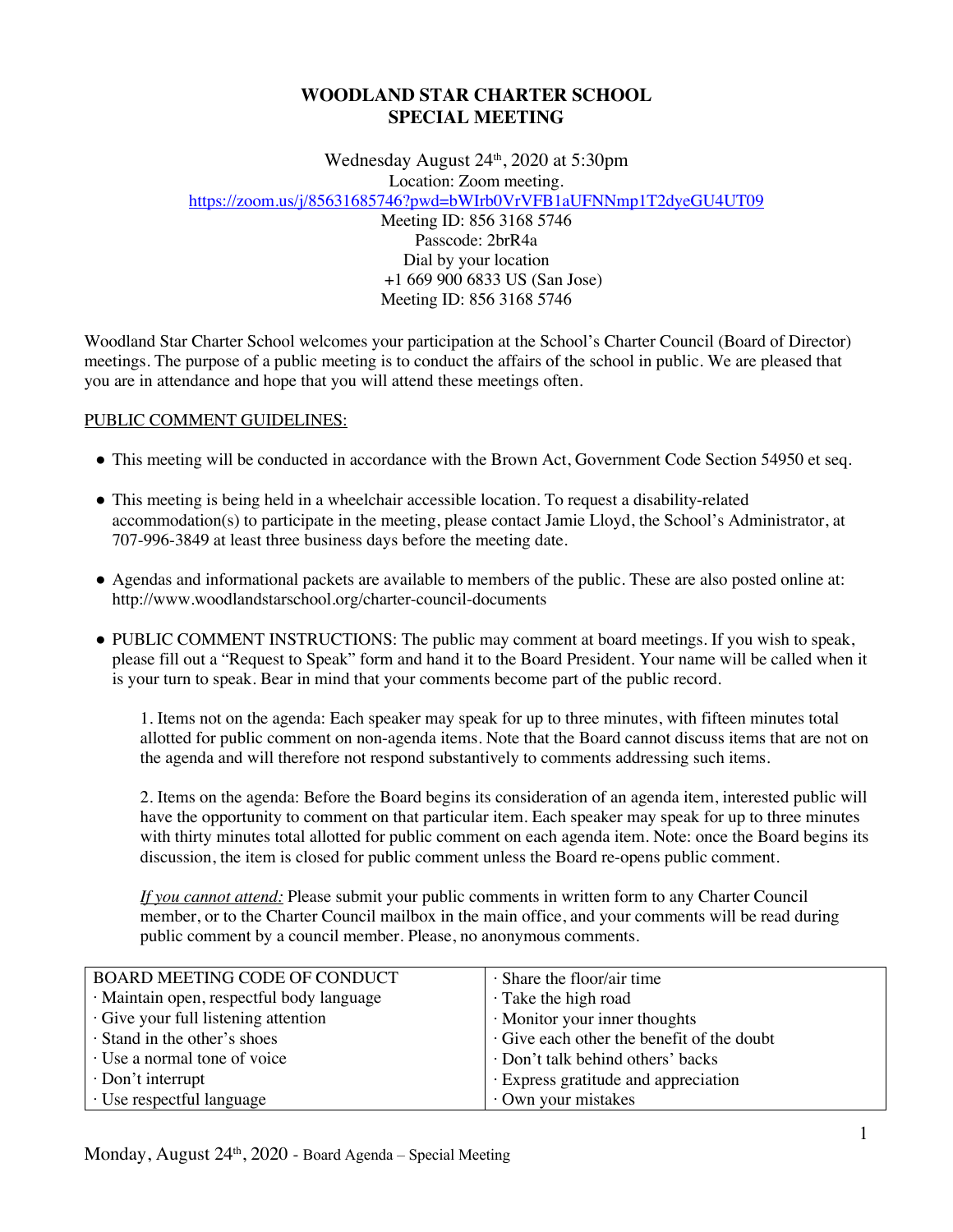# WOODLAND STAR CHARTER SCHOOL
# SPECIAL MEETING

Wednesday August 24th, 2020 at 5:30pm
Location: Zoom meeting.
https://zoom.us/j/85631685746?pwd=bWIrb0VrVFB1aUFNNmp1T2dyeGU4UT09
Meeting ID: 856 3168 5746
Passcode: 2brR4a
Dial by your location
+1 669 900 6833 US (San Jose)
Meeting ID: 856 3168 5746

Woodland Star Charter School welcomes your participation at the School's Charter Council (Board of Director) meetings. The purpose of a public meeting is to conduct the affairs of the school in public. We are pleased that you are in attendance and hope that you will attend these meetings often.

PUBLIC COMMENT GUIDELINES:

- This meeting will be conducted in accordance with the Brown Act, Government Code Section 54950 et seq.
- This meeting is being held in a wheelchair accessible location. To request a disability-related accommodation(s) to participate in the meeting, please contact Jamie Lloyd, the School's Administrator, at 707-996-3849 at least three business days before the meeting date.
- Agendas and informational packets are available to members of the public. These are also posted online at: http://www.woodlandstarschool.org/charter-council-documents
- PUBLIC COMMENT INSTRUCTIONS: The public may comment at board meetings. If you wish to speak, please fill out a "Request to Speak" form and hand it to the Board President. Your name will be called when it is your turn to speak. Bear in mind that your comments become part of the public record.

    1. Items not on the agenda: Each speaker may speak for up to three minutes, with fifteen minutes total allotted for public comment on non-agenda items. Note that the Board cannot discuss items that are not on the agenda and will therefore not respond substantively to comments addressing such items.

    2. Items on the agenda: Before the Board begins its consideration of an agenda item, interested public will have the opportunity to comment on that particular item. Each speaker may speak for up to three minutes with thirty minutes total allotted for public comment on each agenda item. Note: once the Board begins its discussion, the item is closed for public comment unless the Board re-opens public comment.

    *If you cannot attend:* Please submit your public comments in written form to any Charter Council member, or to the Charter Council mailbox in the main office, and your comments will be read during public comment by a council member. Please, no anonymous comments.

| BOARD MEETING CODE OF CONDUCT | · Share the floor/air time |
|---|---|
| · Maintain open, respectful body language | · Take the high road |
| · Give your full listening attention | · Monitor your inner thoughts |
| · Stand in the other's shoes | · Give each other the benefit of the doubt |
| · Use a normal tone of voice | · Don't talk behind others' backs |
| · Don't interrupt | · Express gratitude and appreciation |
| · Use respectful language | · Own your mistakes |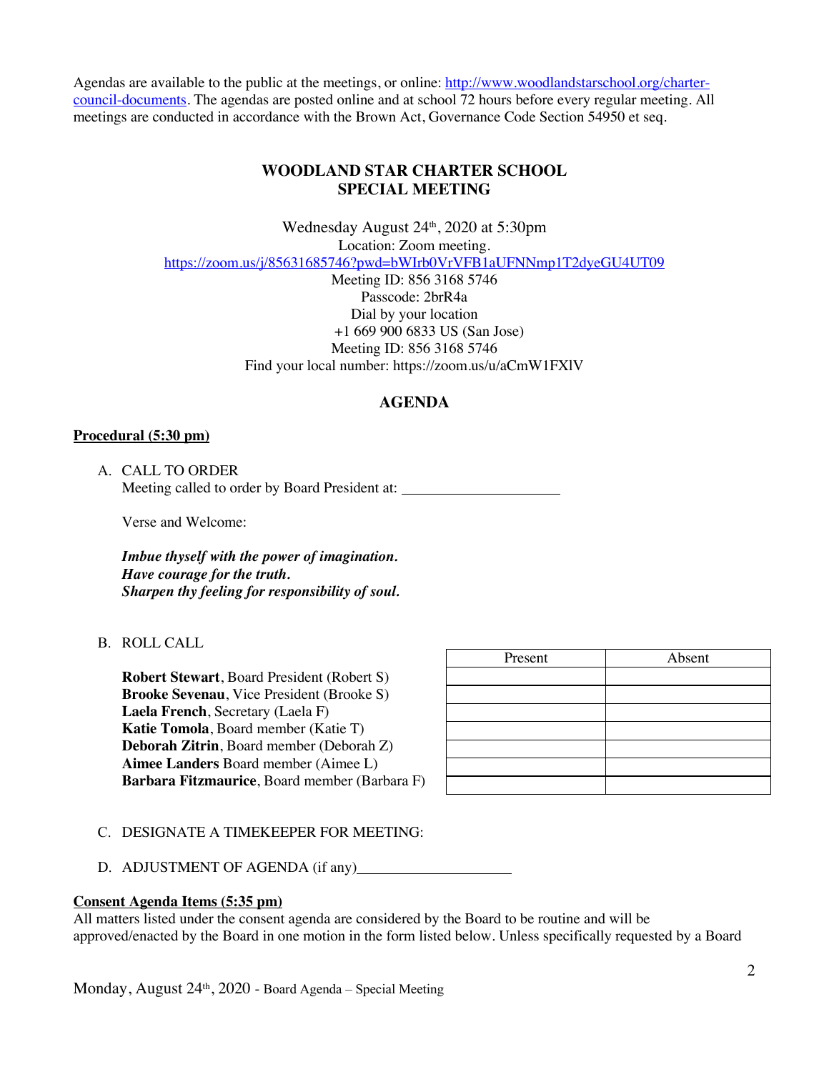Agendas are available to the public at the meetings, or online: http://www.woodlandstarschool.org/charter-council-documents. The agendas are posted online and at school 72 hours before every regular meeting. All meetings are conducted in accordance with the Brown Act, Governance Code Section 54950 et seq.

## WOODLAND STAR CHARTER SCHOOL
## SPECIAL MEETING

Wednesday August 24th, 2020 at 5:30pm
Location: Zoom meeting.
https://zoom.us/j/85631685746?pwd=bWIrb0VrVFB1aUFNNmp1T2dyeGU4UT09
Meeting ID: 856 3168 5746
Passcode: 2brR4a
Dial by your location
+1 669 900 6833 US (San Jose)
Meeting ID: 856 3168 5746
Find your local number: https://zoom.us/u/aCmW1FXlV

## AGENDA

**Procedural (5:30 pm)**

A. CALL TO ORDER
Meeting called to order by Board President at: ____________________

Verse and Welcome:

***Imbue thyself with the power of imagination.***
***Have courage for the truth.***
***Sharpen thy feeling for responsibility of soul.***

B. ROLL CALL

| | Present | Absent |
|---|---|---|
| **Robert Stewart**, Board President (Robert S) | | |
| **Brooke Sevenau**, Vice President (Brooke S) | | |
| **Laela French**, Secretary (Laela F) | | |
| **Katie Tomola**, Board member (Katie T) | | |
| **Deborah Zitrin**, Board member (Deborah Z) | | |
| **Aimee Landers** Board member (Aimee L) | | |
| **Barbara Fitzmaurice**, Board member (Barbara F) | | |

C. DESIGNATE A TIMEKEEPER FOR MEETING:

D. ADJUSTMENT OF AGENDA (if any)____________________

**Consent Agenda Items (5:35 pm)**
All matters listed under the consent agenda are considered by the Board to be routine and will be approved/enacted by the Board in one motion in the form listed below. Unless specifically requested by a Board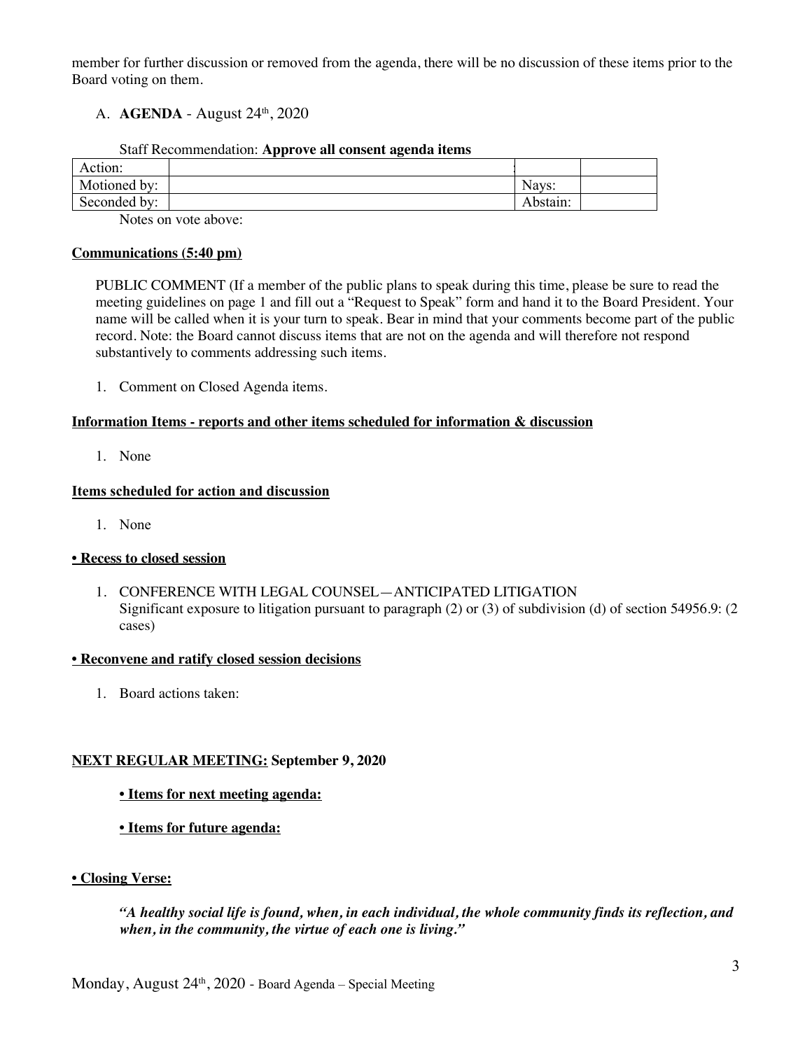member for further discussion or removed from the agenda, there will be no discussion of these items prior to the Board voting on them.

A. **AGENDA** - August 24th, 2020

Staff Recommendation: **Approve all consent agenda items**

| Action: | | | |
|---|---|---|---|
| Motioned by: | | Nays: | |
| Seconded by: | | Abstain: | |

Notes on vote above:

**Communications (5:40 pm)**

PUBLIC COMMENT (If a member of the public plans to speak during this time, please be sure to read the meeting guidelines on page 1 and fill out a "Request to Speak" form and hand it to the Board President. Your name will be called when it is your turn to speak. Bear in mind that your comments become part of the public record. Note: the Board cannot discuss items that are not on the agenda and will therefore not respond substantively to comments addressing such items.

1. Comment on Closed Agenda items.

**Information Items - reports and other items scheduled for information & discussion**

1. None

**Items scheduled for action and discussion**

1. None

**• Recess to closed session**

1. CONFERENCE WITH LEGAL COUNSEL—ANTICIPATED LITIGATION
   Significant exposure to litigation pursuant to paragraph (2) or (3) of subdivision (d) of section 54956.9: (2 cases)

**• Reconvene and ratify closed session decisions**

1. Board actions taken:

**NEXT REGULAR MEETING: September 9, 2020**

**• Items for next meeting agenda:**

**• Items for future agenda:**

**• Closing Verse:**

***"A healthy social life is found, when, in each individual, the whole community finds its reflection, and when, in the community, the virtue of each one is living."***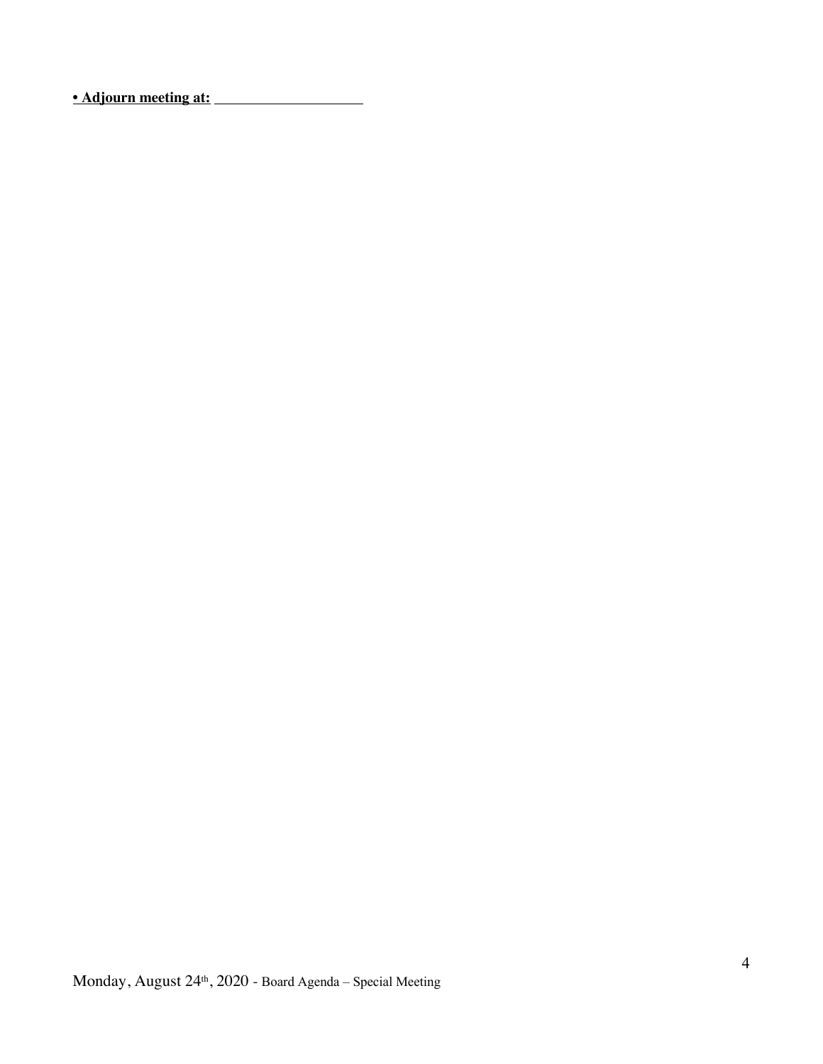**• Adjourn meeting at: ____________________**